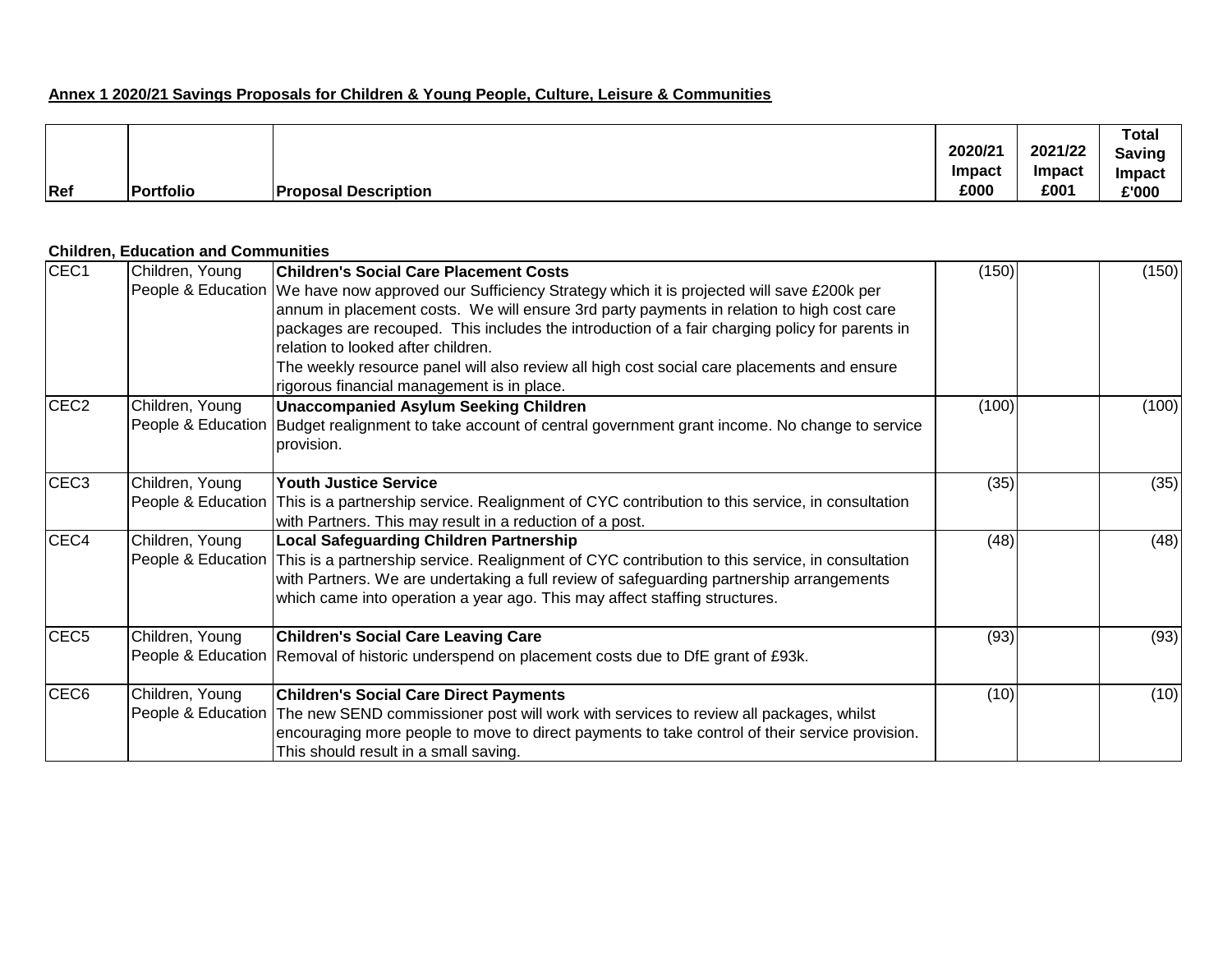**Annex 1 2020/21 Savings Proposals for Children & Young People, Culture, Leisure & Communities**

| Ref | Portfolio | Proposal Description | 2020/21 Impact £000 | 2021/22 Impact £001 | Total Saving Impact £'000 |
|---|---|---|---|---|---|
| **Children, Education and Communities** | | | | | |
| CEC1 | Children, Young People & Education | **Children's Social Care Placement Costs** We have now approved our Sufficiency Strategy which it is projected will save £200k per annum in placement costs. We will ensure 3rd party payments in relation to high cost care packages are recouped. This includes the introduction of a fair charging policy for parents in relation to looked after children. The weekly resource panel will also review all high cost social care placements and ensure rigorous financial management is in place. | (150) | | (150) |
| CEC2 | Children, Young People & Education | **Unaccompanied Asylum Seeking Children** Budget realignment to take account of central government grant income. No change to service provision. | (100) | | (100) |
| CEC3 | Children, Young People & Education | **Youth Justice Service** This is a partnership service. Realignment of CYC contribution to this service, in consultation with Partners. This may result in a reduction of a post. | (35) | | (35) |
| CEC4 | Children, Young People & Education | **Local Safeguarding Children Partnership** This is a partnership service. Realignment of CYC contribution to this service, in consultation with Partners. We are undertaking a full review of safeguarding partnership arrangements which came into operation a year ago. This may affect staffing structures. | (48) | | (48) |
| CEC5 | Children, Young People & Education | **Children's Social Care Leaving Care** Removal of historic underspend on placement costs due to DfE grant of £93k. | (93) | | (93) |
| CEC6 | Children, Young People & Education | **Children's Social Care Direct Payments** The new SEND commissioner post will work with services to review all packages, whilst encouraging more people to move to direct payments to take control of their service provision. This should result in a small saving. | (10) | | (10) |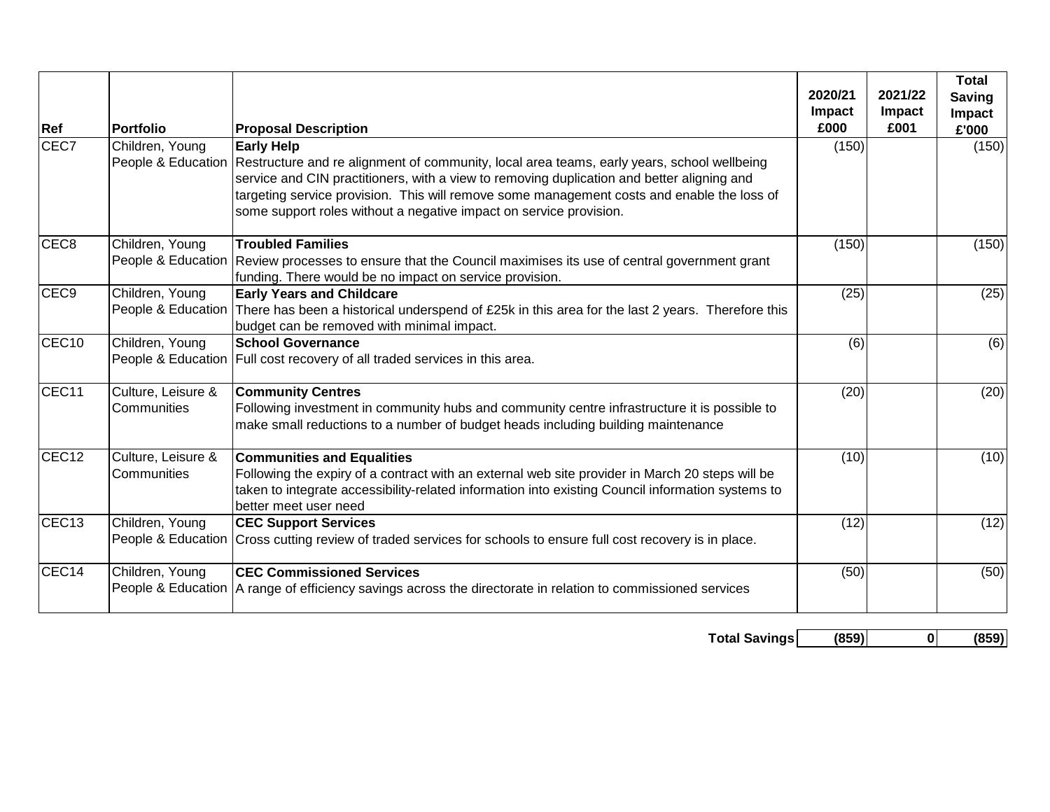| Ref | Portfolio | Proposal Description | 2020/21 Impact £000 | 2021/22 Impact £001 | Total Saving Impact £'000 |
|---|---|---|---|---|---|
| CEC7 | Children, Young People & Education | **Early Help** Restructure and re alignment of community, local area teams, early years, school wellbeing service and CIN practitioners, with a view to removing duplication and better aligning and targeting service provision. This will remove some management costs and enable the loss of some support roles without a negative impact on service provision. | (150) | | (150) |
| CEC8 | Children, Young People & Education | **Troubled Families** Review processes to ensure that the Council maximises its use of central government grant funding. There would be no impact on service provision. | (150) | | (150) |
| CEC9 | Children, Young People & Education | **Early Years and Childcare** There has been a historical underspend of £25k in this area for the last 2 years. Therefore this budget can be removed with minimal impact. | (25) | | (25) |
| CEC10 | Children, Young People & Education | **School Governance** Full cost recovery of all traded services in this area. | (6) | | (6) |
| CEC11 | Culture, Leisure & Communities | **Community Centres** Following investment in community hubs and community centre infrastructure it is possible to make small reductions to a number of budget heads including building maintenance | (20) | | (20) |
| CEC12 | Culture, Leisure & Communities | **Communities and Equalities** Following the expiry of a contract with an external web site provider in March 20 steps will be taken to integrate accessibility-related information into existing Council information systems to better meet user need | (10) | | (10) |
| CEC13 | Children, Young People & Education | **CEC Support Services** Cross cutting review of traded services for schools to ensure full cost recovery is in place. | (12) | | (12) |
| CEC14 | Children, Young People & Education | **CEC Commissioned Services** A range of efficiency savings across the directorate in relation to commissioned services | (50) | | (50) |
| | | **Total Savings** | **(859)** | **0** | **(859)** |